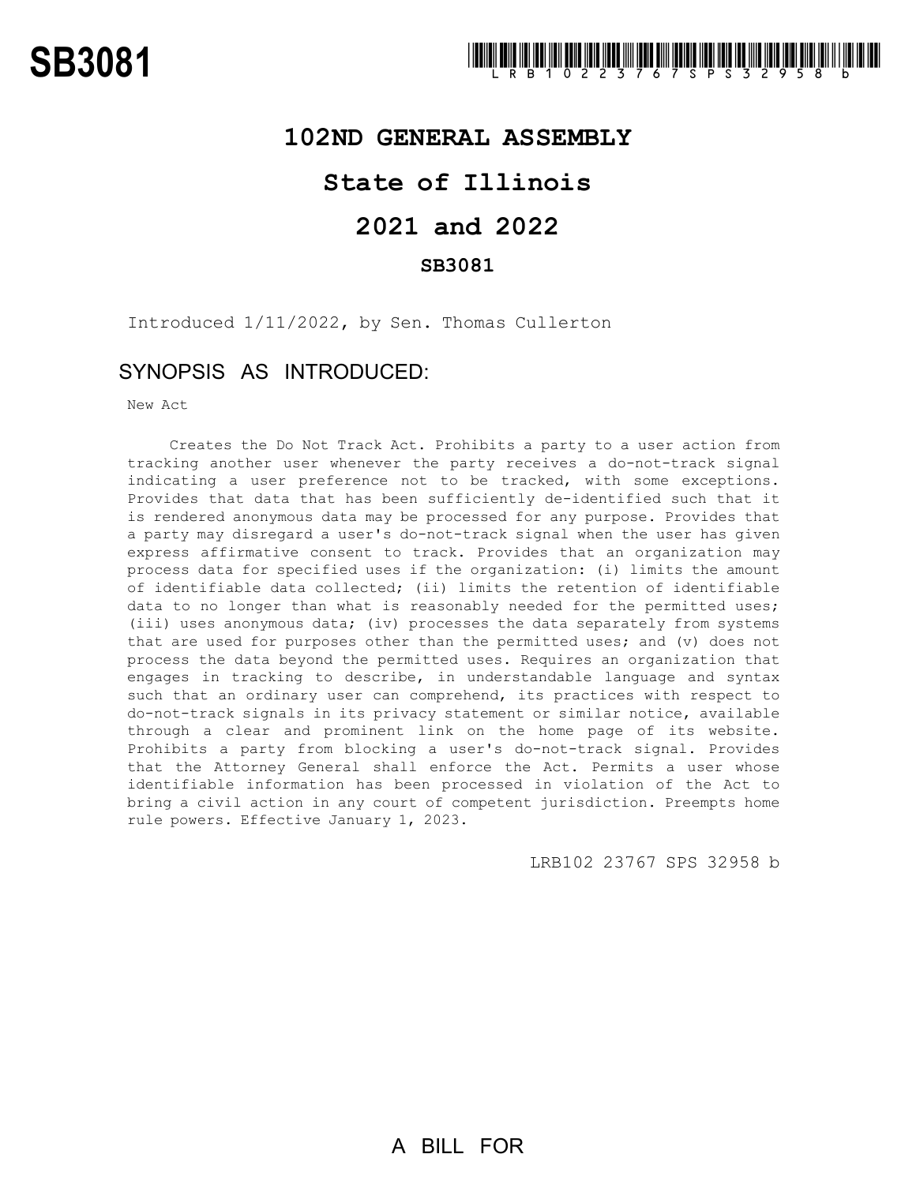# SB3081

LRB102 23767 SPS 32958 b

## 102ND GENERAL ASSEMBLY

## State of Illinois

## 2021 and 2022

### SB3081

Introduced 1/11/2022, by Sen. Thomas Cullerton

### SYNOPSIS AS INTRODUCED:

New Act

Creates the Do Not Track Act. Prohibits a party to a user action from tracking another user whenever the party receives a do-not-track signal indicating a user preference not to be tracked, with some exceptions. Provides that data that has been sufficiently de-identified such that it is rendered anonymous data may be processed for any purpose. Provides that a party may disregard a user's do-not-track signal when the user has given express affirmative consent to track. Provides that an organization may process data for specified uses if the organization: (i) limits the amount of identifiable data collected; (ii) limits the retention of identifiable data to no longer than what is reasonably needed for the permitted uses; (iii) uses anonymous data; (iv) processes the data separately from systems that are used for purposes other than the permitted uses; and (v) does not process the data beyond the permitted uses. Requires an organization that engages in tracking to describe, in understandable language and syntax such that an ordinary user can comprehend, its practices with respect to do-not-track signals in its privacy statement or similar notice, available through a clear and prominent link on the home page of its website. Prohibits a party from blocking a user's do-not-track signal. Provides that the Attorney General shall enforce the Act. Permits a user whose identifiable information has been processed in violation of the Act to bring a civil action in any court of competent jurisdiction. Preempts home rule powers. Effective January 1, 2023.

LRB102 23767 SPS 32958 b

A BILL FOR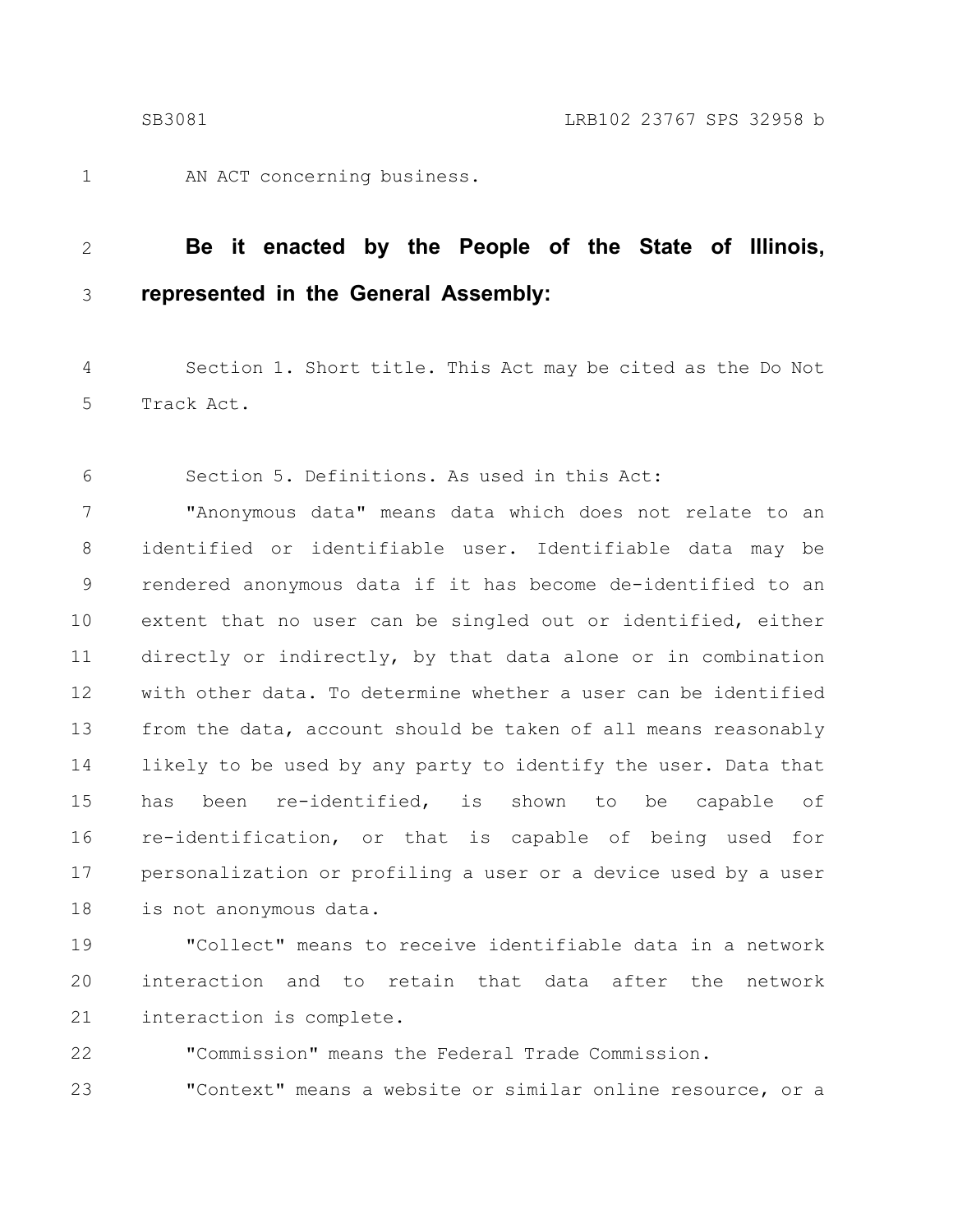AN ACT concerning business.

**Be it enacted by the People of the State of Illinois, represented in the General Assembly:**

Section 1. Short title. This Act may be cited as the Do Not Track Act.

Section 5. Definitions. As used in this Act:

"Anonymous data" means data which does not relate to an identified or identifiable user. Identifiable data may be rendered anonymous data if it has become de-identified to an extent that no user can be singled out or identified, either directly or indirectly, by that data alone or in combination with other data. To determine whether a user can be identified from the data, account should be taken of all means reasonably likely to be used by any party to identify the user. Data that has been re-identified, is shown to be capable of re-identification, or that is capable of being used for personalization or profiling a user or a device used by a user is not anonymous data.

"Collect" means to receive identifiable data in a network interaction and to retain that data after the network interaction is complete.

"Commission" means the Federal Trade Commission.

"Context" means a website or similar online resource, or a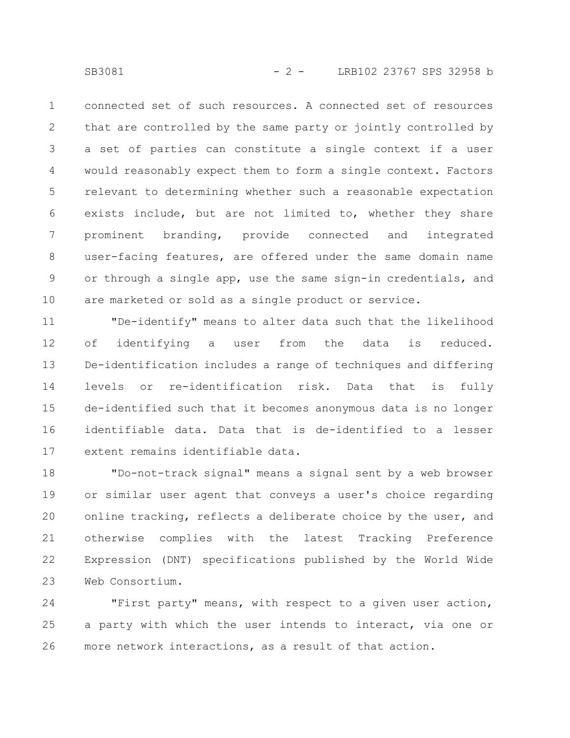connected set of such resources. A connected set of resources that are controlled by the same party or jointly controlled by a set of parties can constitute a single context if a user would reasonably expect them to form a single context. Factors relevant to determining whether such a reasonable expectation exists include, but are not limited to, whether they share prominent branding, provide connected and integrated user-facing features, are offered under the same domain name or through a single app, use the same sign-in credentials, and are marketed or sold as a single product or service.

"De-identify" means to alter data such that the likelihood of identifying a user from the data is reduced. De-identification includes a range of techniques and differing levels or re-identification risk. Data that is fully de-identified such that it becomes anonymous data is no longer identifiable data. Data that is de-identified to a lesser extent remains identifiable data.

"Do-not-track signal" means a signal sent by a web browser or similar user agent that conveys a user's choice regarding online tracking, reflects a deliberate choice by the user, and otherwise complies with the latest Tracking Preference Expression (DNT) specifications published by the World Wide Web Consortium.

"First party" means, with respect to a given user action, a party with which the user intends to interact, via one or more network interactions, as a result of that action.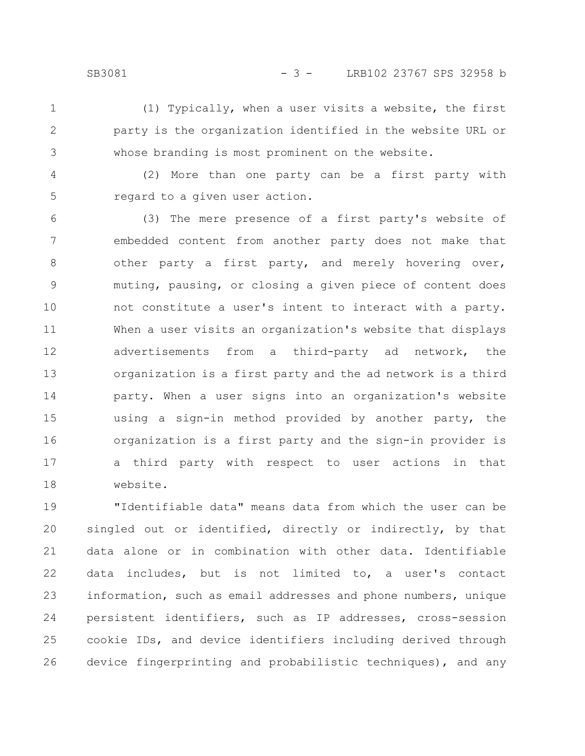(1) Typically, when a user visits a website, the first party is the organization identified in the website URL or whose branding is most prominent on the website.

(2) More than one party can be a first party with regard to a given user action.

(3) The mere presence of a first party's website of embedded content from another party does not make that other party a first party, and merely hovering over, muting, pausing, or closing a given piece of content does not constitute a user's intent to interact with a party. When a user visits an organization's website that displays advertisements from a third-party ad network, the organization is a first party and the ad network is a third party. When a user signs into an organization's website using a sign-in method provided by another party, the organization is a first party and the sign-in provider is a third party with respect to user actions in that website.

"Identifiable data" means data from which the user can be singled out or identified, directly or indirectly, by that data alone or in combination with other data. Identifiable data includes, but is not limited to, a user's contact information, such as email addresses and phone numbers, unique persistent identifiers, such as IP addresses, cross-session cookie IDs, and device identifiers including derived through device fingerprinting and probabilistic techniques), and any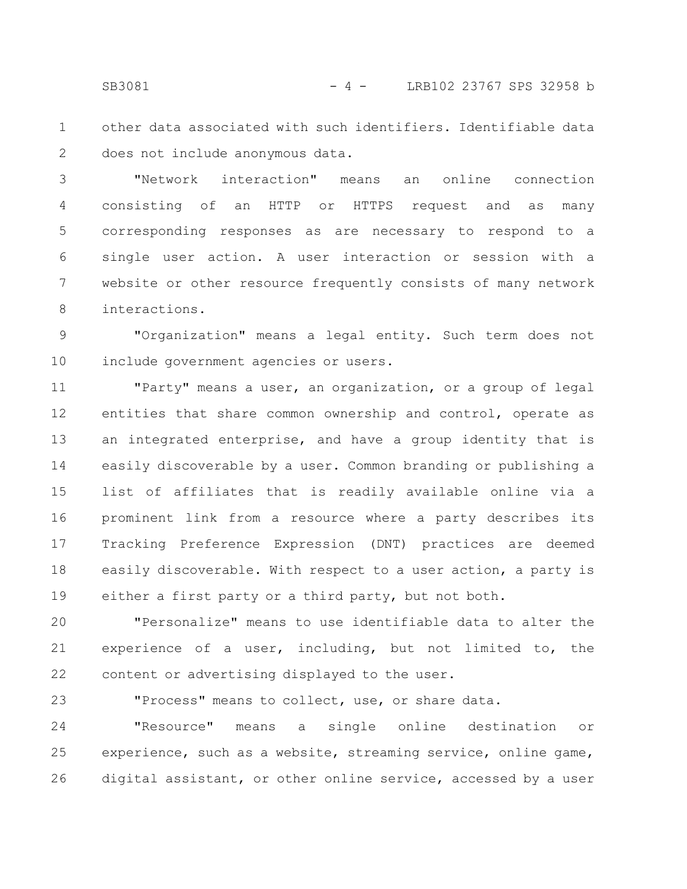other data associated with such identifiers. Identifiable data does not include anonymous data.

"Network interaction" means an online connection consisting of an HTTP or HTTPS request and as many corresponding responses as are necessary to respond to a single user action. A user interaction or session with a website or other resource frequently consists of many network interactions.

"Organization" means a legal entity. Such term does not include government agencies or users.

"Party" means a user, an organization, or a group of legal entities that share common ownership and control, operate as an integrated enterprise, and have a group identity that is easily discoverable by a user. Common branding or publishing a list of affiliates that is readily available online via a prominent link from a resource where a party describes its Tracking Preference Expression (DNT) practices are deemed easily discoverable. With respect to a user action, a party is either a first party or a third party, but not both.

"Personalize" means to use identifiable data to alter the experience of a user, including, but not limited to, the content or advertising displayed to the user.

"Process" means to collect, use, or share data.

"Resource" means a single online destination or experience, such as a website, streaming service, online game, digital assistant, or other online service, accessed by a user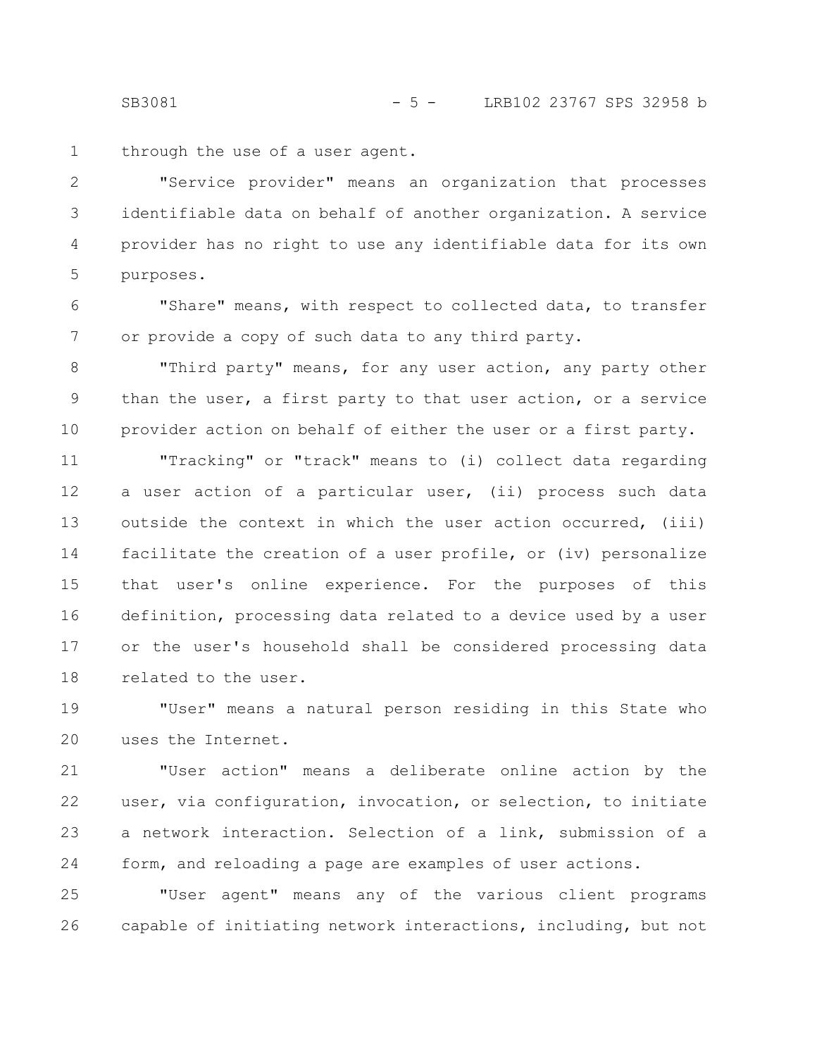through the use of a user agent.

"Service provider" means an organization that processes identifiable data on behalf of another organization. A service provider has no right to use any identifiable data for its own purposes.

"Share" means, with respect to collected data, to transfer or provide a copy of such data to any third party.

"Third party" means, for any user action, any party other than the user, a first party to that user action, or a service provider action on behalf of either the user or a first party.

"Tracking" or "track" means to (i) collect data regarding a user action of a particular user, (ii) process such data outside the context in which the user action occurred, (iii) facilitate the creation of a user profile, or (iv) personalize that user's online experience. For the purposes of this definition, processing data related to a device used by a user or the user's household shall be considered processing data related to the user.

"User" means a natural person residing in this State who uses the Internet.

"User action" means a deliberate online action by the user, via configuration, invocation, or selection, to initiate a network interaction. Selection of a link, submission of a form, and reloading a page are examples of user actions.

"User agent" means any of the various client programs capable of initiating network interactions, including, but not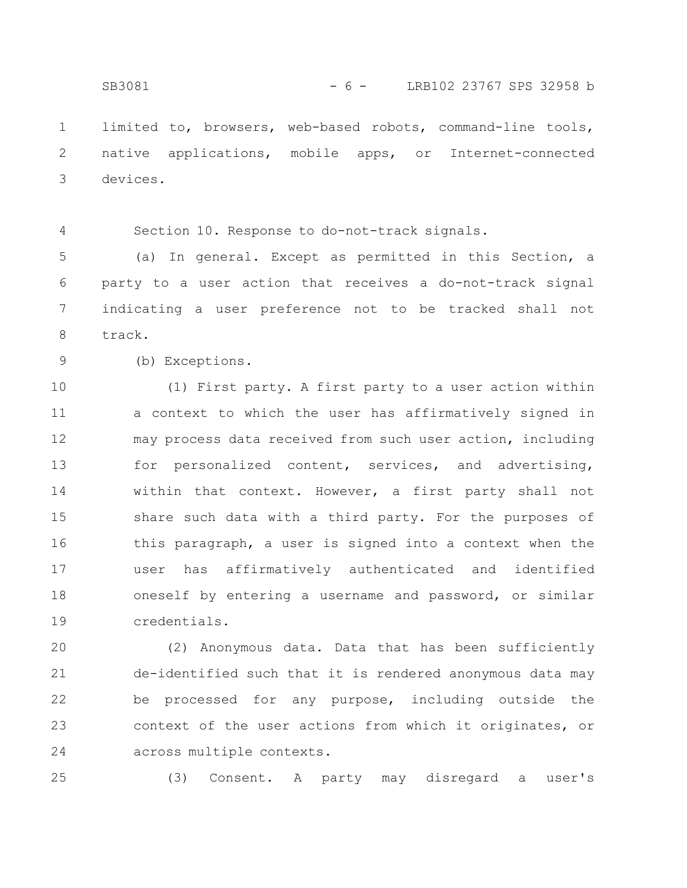limited to, browsers, web-based robots, command-line tools, native applications, mobile apps, or Internet-connected devices.

Section 10. Response to do-not-track signals.

(a) In general. Except as permitted in this Section, a party to a user action that receives a do-not-track signal indicating a user preference not to be tracked shall not track.

(b) Exceptions.

(1) First party. A first party to a user action within a context to which the user has affirmatively signed in may process data received from such user action, including for personalized content, services, and advertising, within that context. However, a first party shall not share such data with a third party. For the purposes of this paragraph, a user is signed into a context when the user has affirmatively authenticated and identified oneself by entering a username and password, or similar credentials.

(2) Anonymous data. Data that has been sufficiently de-identified such that it is rendered anonymous data may be processed for any purpose, including outside the context of the user actions from which it originates, or across multiple contexts.

(3) Consent. A party may disregard a user's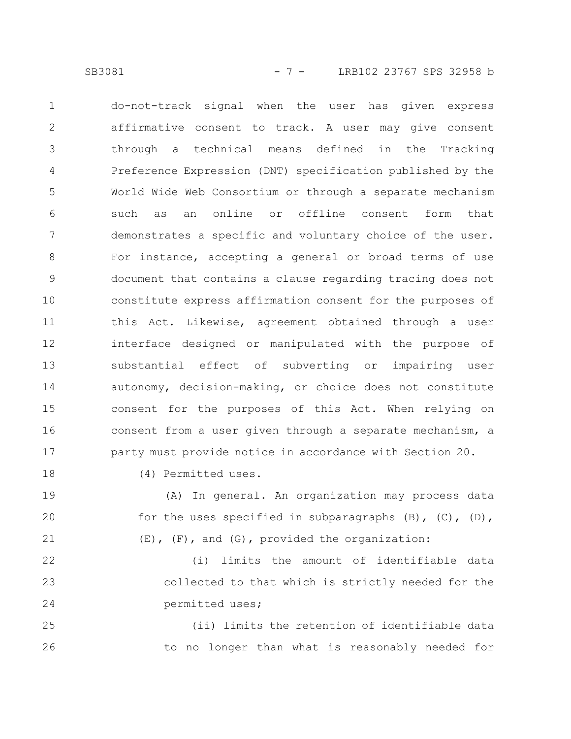do-not-track signal when the user has given express affirmative consent to track. A user may give consent through a technical means defined in the Tracking Preference Expression (DNT) specification published by the World Wide Web Consortium or through a separate mechanism such as an online or offline consent form that demonstrates a specific and voluntary choice of the user. For instance, accepting a general or broad terms of use document that contains a clause regarding tracing does not constitute express affirmation consent for the purposes of this Act. Likewise, agreement obtained through a user interface designed or manipulated with the purpose of substantial effect of subverting or impairing user autonomy, decision-making, or choice does not constitute consent for the purposes of this Act. When relying on consent from a user given through a separate mechanism, a party must provide notice in accordance with Section 20.

(4) Permitted uses.

(A) In general. An organization may process data for the uses specified in subparagraphs (B), (C), (D), (E), (F), and (G), provided the organization:

(i) limits the amount of identifiable data collected to that which is strictly needed for the permitted uses;

(ii) limits the retention of identifiable data to no longer than what is reasonably needed for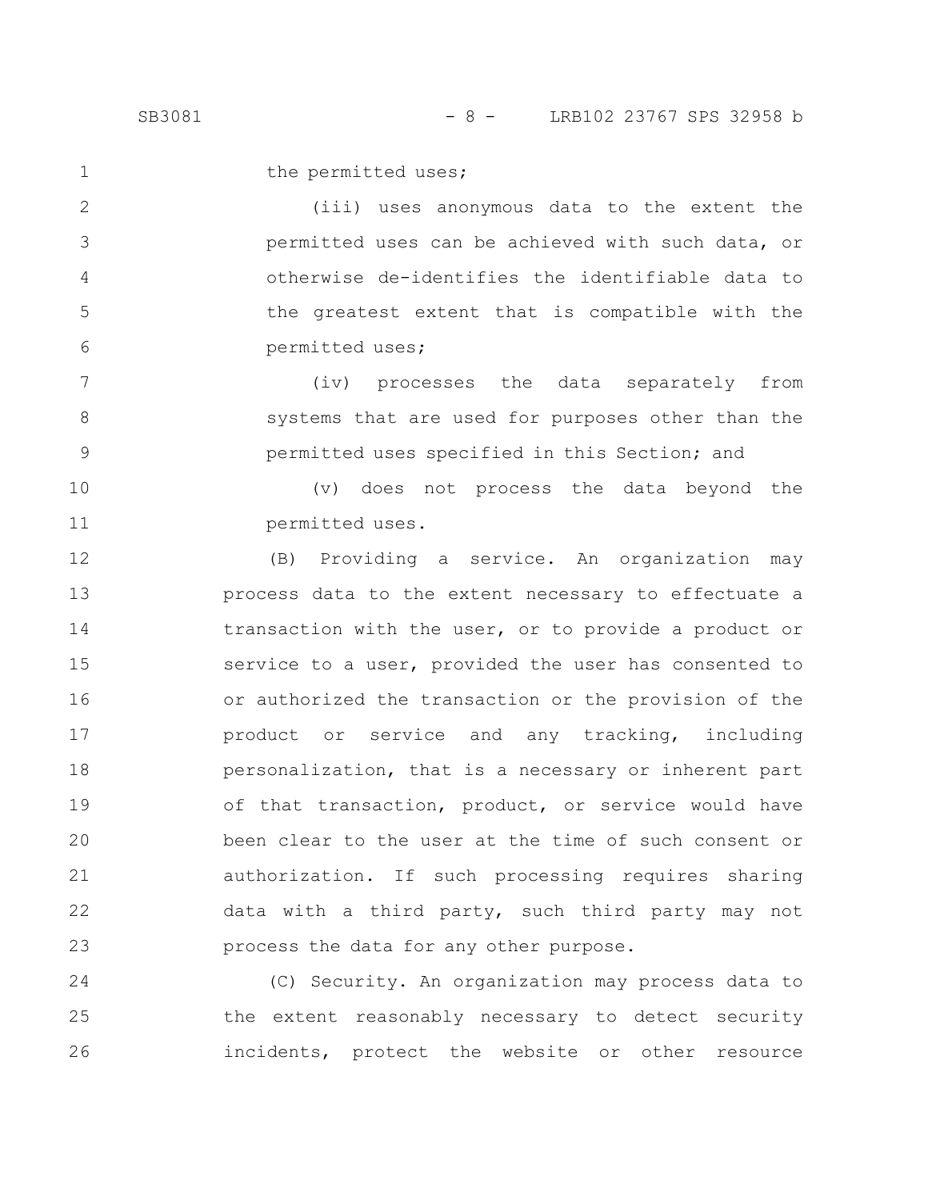the permitted uses;

(iii) uses anonymous data to the extent the permitted uses can be achieved with such data, or otherwise de-identifies the identifiable data to the greatest extent that is compatible with the permitted uses;

(iv) processes the data separately from systems that are used for purposes other than the permitted uses specified in this Section; and

(v) does not process the data beyond the permitted uses.

(B) Providing a service. An organization may process data to the extent necessary to effectuate a transaction with the user, or to provide a product or service to a user, provided the user has consented to or authorized the transaction or the provision of the product or service and any tracking, including personalization, that is a necessary or inherent part of that transaction, product, or service would have been clear to the user at the time of such consent or authorization. If such processing requires sharing data with a third party, such third party may not process the data for any other purpose.

(C) Security. An organization may process data to the extent reasonably necessary to detect security incidents, protect the website or other resource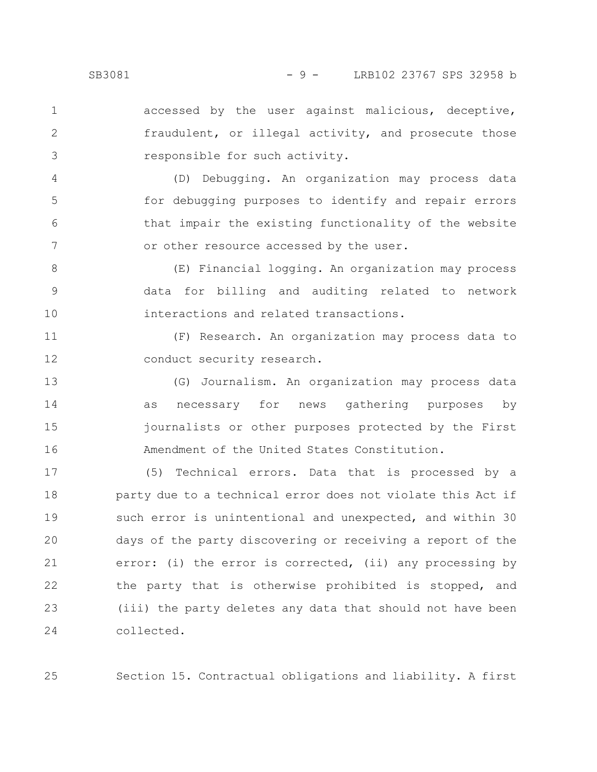accessed by the user against malicious, deceptive, fraudulent, or illegal activity, and prosecute those responsible for such activity.

(D) Debugging. An organization may process data for debugging purposes to identify and repair errors that impair the existing functionality of the website or other resource accessed by the user.

(E) Financial logging. An organization may process data for billing and auditing related to network interactions and related transactions.

(F) Research. An organization may process data to conduct security research.

(G) Journalism. An organization may process data as necessary for news gathering purposes by journalists or other purposes protected by the First Amendment of the United States Constitution.

(5) Technical errors. Data that is processed by a party due to a technical error does not violate this Act if such error is unintentional and unexpected, and within 30 days of the party discovering or receiving a report of the error: (i) the error is corrected, (ii) any processing by the party that is otherwise prohibited is stopped, and (iii) the party deletes any data that should not have been collected.

Section 15. Contractual obligations and liability. A first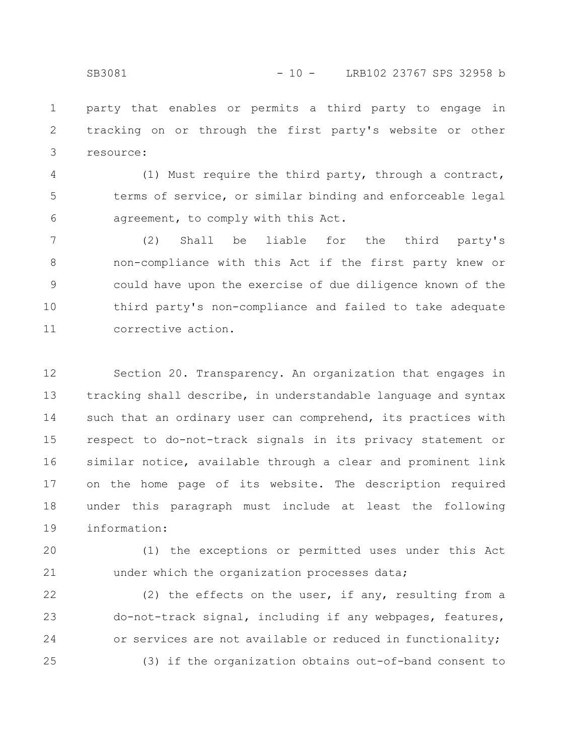party that enables or permits a third party to engage in tracking on or through the first party's website or other resource:

(1) Must require the third party, through a contract, terms of service, or similar binding and enforceable legal agreement, to comply with this Act.

(2) Shall be liable for the third party's non-compliance with this Act if the first party knew or could have upon the exercise of due diligence known of the third party's non-compliance and failed to take adequate corrective action.

Section 20. Transparency. An organization that engages in tracking shall describe, in understandable language and syntax such that an ordinary user can comprehend, its practices with respect to do-not-track signals in its privacy statement or similar notice, available through a clear and prominent link on the home page of its website. The description required under this paragraph must include at least the following information:

(1) the exceptions or permitted uses under this Act under which the organization processes data;

(2) the effects on the user, if any, resulting from a do-not-track signal, including if any webpages, features, or services are not available or reduced in functionality;

(3) if the organization obtains out-of-band consent to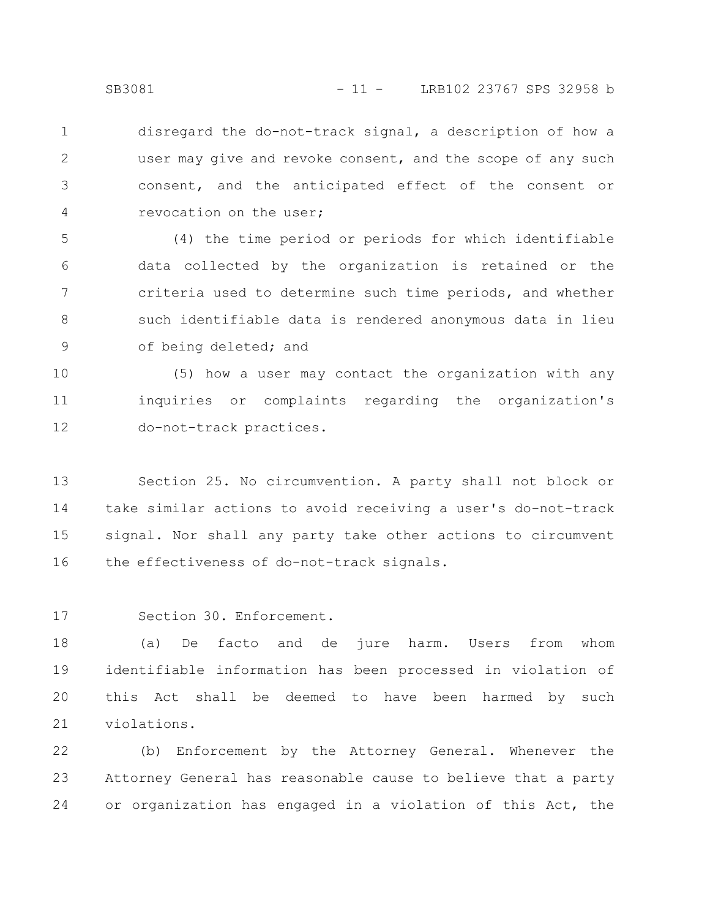disregard the do-not-track signal, a description of how a user may give and revoke consent, and the scope of any such consent, and the anticipated effect of the consent or revocation on the user;

(4) the time period or periods for which identifiable data collected by the organization is retained or the criteria used to determine such time periods, and whether such identifiable data is rendered anonymous data in lieu of being deleted; and

(5) how a user may contact the organization with any inquiries or complaints regarding the organization's do-not-track practices.

Section 25. No circumvention. A party shall not block or take similar actions to avoid receiving a user's do-not-track signal. Nor shall any party take other actions to circumvent the effectiveness of do-not-track signals.

Section 30. Enforcement.

(a) De facto and de jure harm. Users from whom identifiable information has been processed in violation of this Act shall be deemed to have been harmed by such violations.

(b) Enforcement by the Attorney General. Whenever the Attorney General has reasonable cause to believe that a party or organization has engaged in a violation of this Act, the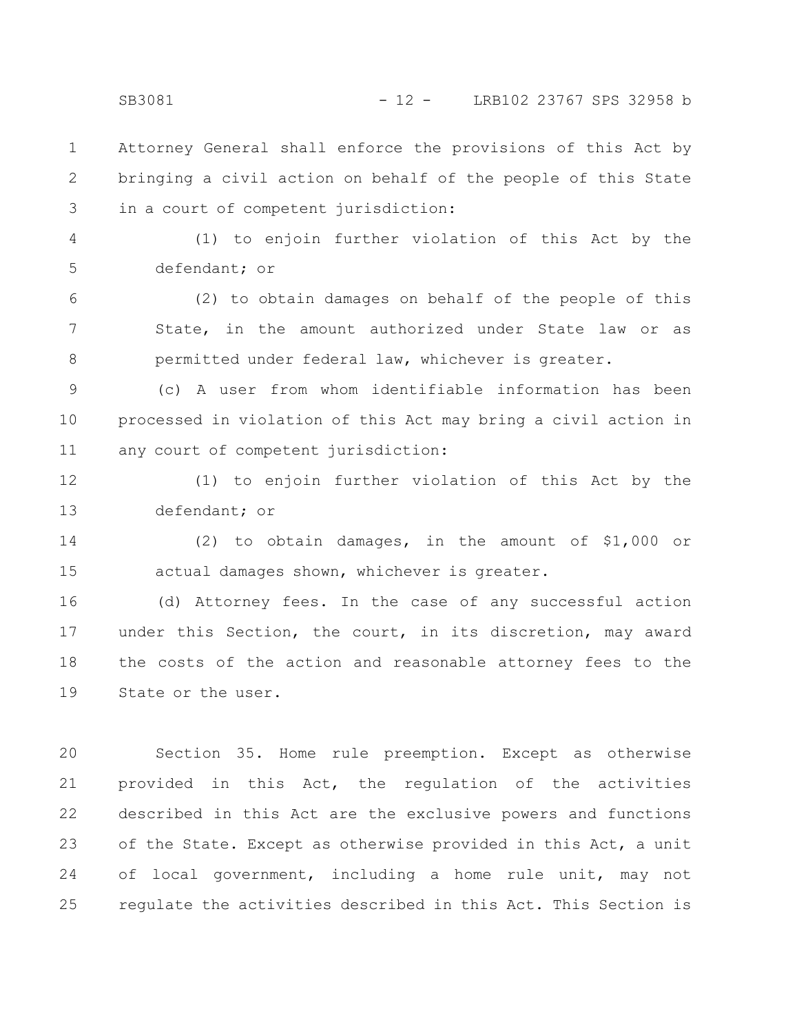Attorney General shall enforce the provisions of this Act by bringing a civil action on behalf of the people of this State in a court of competent jurisdiction:

(1) to enjoin further violation of this Act by the defendant; or

(2) to obtain damages on behalf of the people of this State, in the amount authorized under State law or as permitted under federal law, whichever is greater.

(c) A user from whom identifiable information has been processed in violation of this Act may bring a civil action in any court of competent jurisdiction:

(1) to enjoin further violation of this Act by the defendant; or

(2) to obtain damages, in the amount of $1,000 or actual damages shown, whichever is greater.

(d) Attorney fees. In the case of any successful action under this Section, the court, in its discretion, may award the costs of the action and reasonable attorney fees to the State or the user.

Section 35. Home rule preemption. Except as otherwise provided in this Act, the regulation of the activities described in this Act are the exclusive powers and functions of the State. Except as otherwise provided in this Act, a unit of local government, including a home rule unit, may not regulate the activities described in this Act. This Section is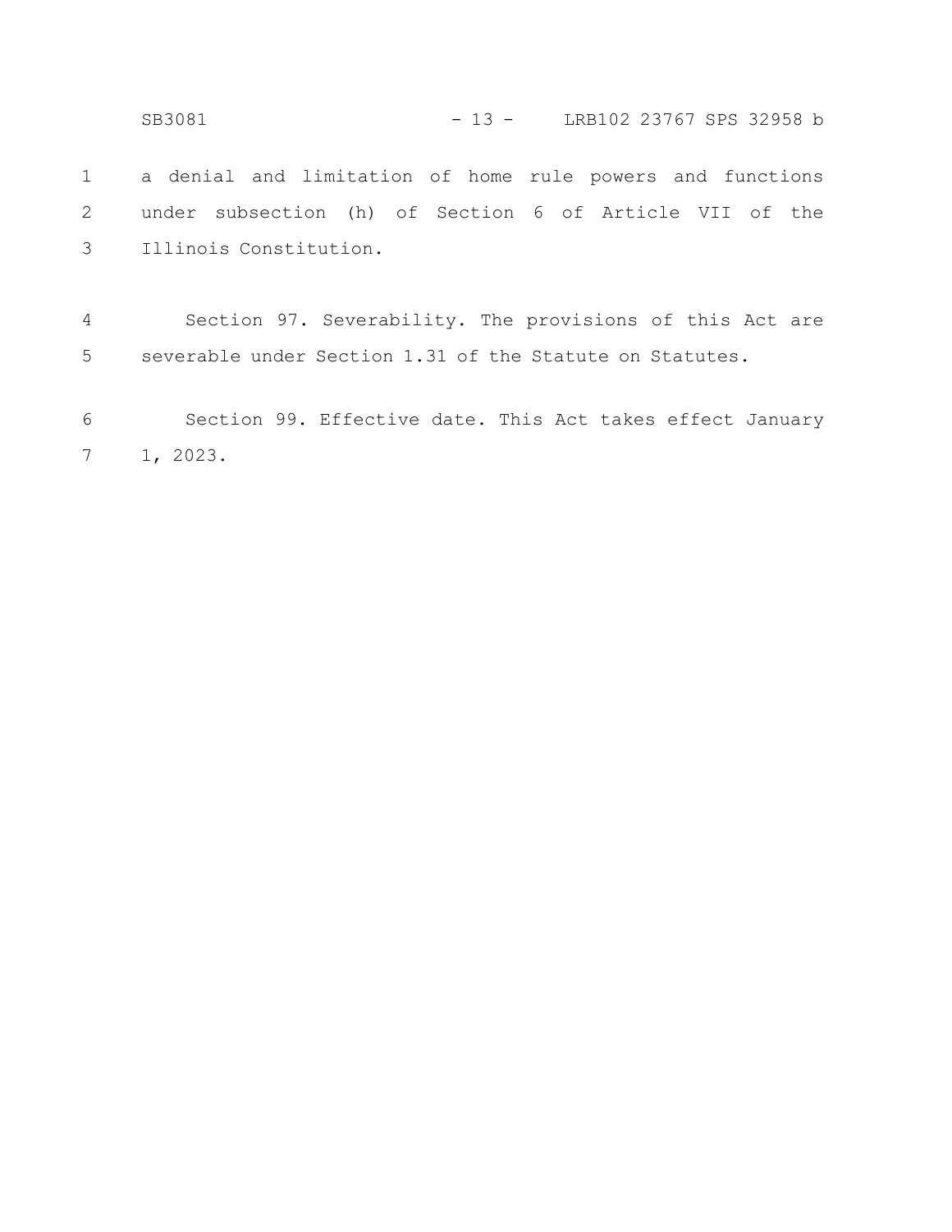a denial and limitation of home rule powers and functions under subsection (h) of Section 6 of Article VII of the Illinois Constitution.

Section 97. Severability. The provisions of this Act are severable under Section 1.31 of the Statute on Statutes.

Section 99. Effective date. This Act takes effect January 1, 2023.